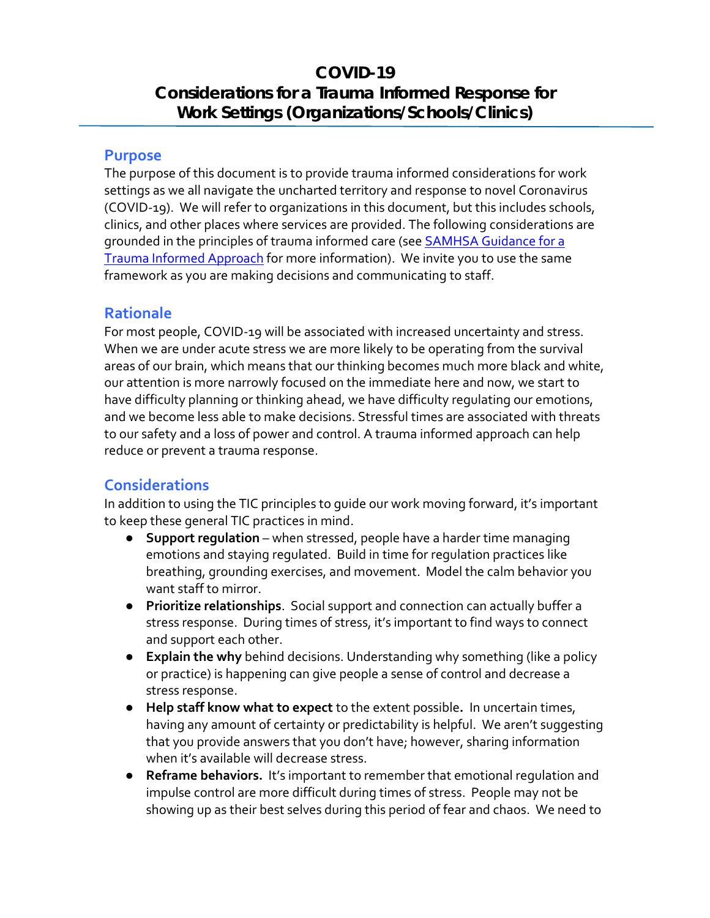# COVID-19
# Considerations for a Trauma Informed Response for Work Settings (Organizations/Schools/Clinics)

## Purpose

The purpose of this document is to provide trauma informed considerations for work settings as we all navigate the uncharted territory and response to novel Coronavirus (COVID-19). We will refer to organizations in this document, but this includes schools, clinics, and other places where services are provided. The following considerations are grounded in the principles of trauma informed care (see [SAMHSA Guidance for a Trauma Informed Approach]() for more information). We invite you to use the same framework as you are making decisions and communicating to staff.

## Rationale

For most people, COVID-19 will be associated with increased uncertainty and stress. When we are under acute stress we are more likely to be operating from the survival areas of our brain, which means that our thinking becomes much more black and white, our attention is more narrowly focused on the immediate here and now, we start to have difficulty planning or thinking ahead, we have difficulty regulating our emotions, and we become less able to make decisions. Stressful times are associated with threats to our safety and a loss of power and control. A trauma informed approach can help reduce or prevent a trauma response.

## Considerations

In addition to using the TIC principles to guide our work moving forward, it's important to keep these general TIC practices in mind.

- **Support regulation** – when stressed, people have a harder time managing emotions and staying regulated. Build in time for regulation practices like breathing, grounding exercises, and movement. Model the calm behavior you want staff to mirror.
- **Prioritize relationships**. Social support and connection can actually buffer a stress response. During times of stress, it's important to find ways to connect and support each other.
- **Explain the why** behind decisions. Understanding why something (like a policy or practice) is happening can give people a sense of control and decrease a stress response.
- **Help staff know what to expect** to the extent possible**.** In uncertain times, having any amount of certainty or predictability is helpful. We aren't suggesting that you provide answers that you don't have; however, sharing information when it's available will decrease stress.
- **Reframe behaviors.** It's important to remember that emotional regulation and impulse control are more difficult during times of stress. People may not be showing up as their best selves during this period of fear and chaos. We need to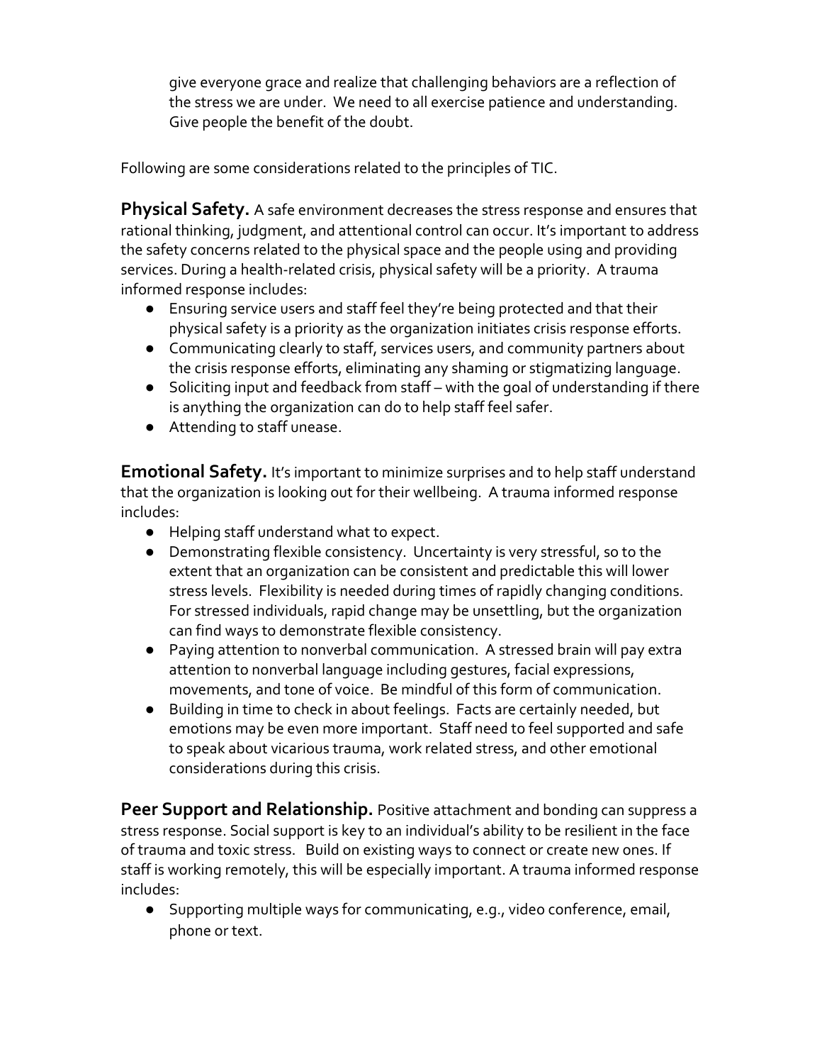give everyone grace and realize that challenging behaviors are a reflection of the stress we are under. We need to all exercise patience and understanding. Give people the benefit of the doubt.

Following are some considerations related to the principles of TIC.

**Physical Safety.** A safe environment decreases the stress response and ensures that rational thinking, judgment, and attentional control can occur. It's important to address the safety concerns related to the physical space and the people using and providing services. During a health-related crisis, physical safety will be a priority. A trauma informed response includes:

- Ensuring service users and staff feel they're being protected and that their physical safety is a priority as the organization initiates crisis response efforts.
- Communicating clearly to staff, services users, and community partners about the crisis response efforts, eliminating any shaming or stigmatizing language.
- Soliciting input and feedback from staff – with the goal of understanding if there is anything the organization can do to help staff feel safer.
- Attending to staff unease.

**Emotional Safety.** It's important to minimize surprises and to help staff understand that the organization is looking out for their wellbeing. A trauma informed response includes:

- Helping staff understand what to expect.
- Demonstrating flexible consistency. Uncertainty is very stressful, so to the extent that an organization can be consistent and predictable this will lower stress levels. Flexibility is needed during times of rapidly changing conditions. For stressed individuals, rapid change may be unsettling, but the organization can find ways to demonstrate flexible consistency.
- Paying attention to nonverbal communication. A stressed brain will pay extra attention to nonverbal language including gestures, facial expressions, movements, and tone of voice. Be mindful of this form of communication.
- Building in time to check in about feelings. Facts are certainly needed, but emotions may be even more important. Staff need to feel supported and safe to speak about vicarious trauma, work related stress, and other emotional considerations during this crisis.

**Peer Support and Relationship.** Positive attachment and bonding can suppress a stress response. Social support is key to an individual's ability to be resilient in the face of trauma and toxic stress. Build on existing ways to connect or create new ones. If staff is working remotely, this will be especially important. A trauma informed response includes:

- Supporting multiple ways for communicating, e.g., video conference, email, phone or text.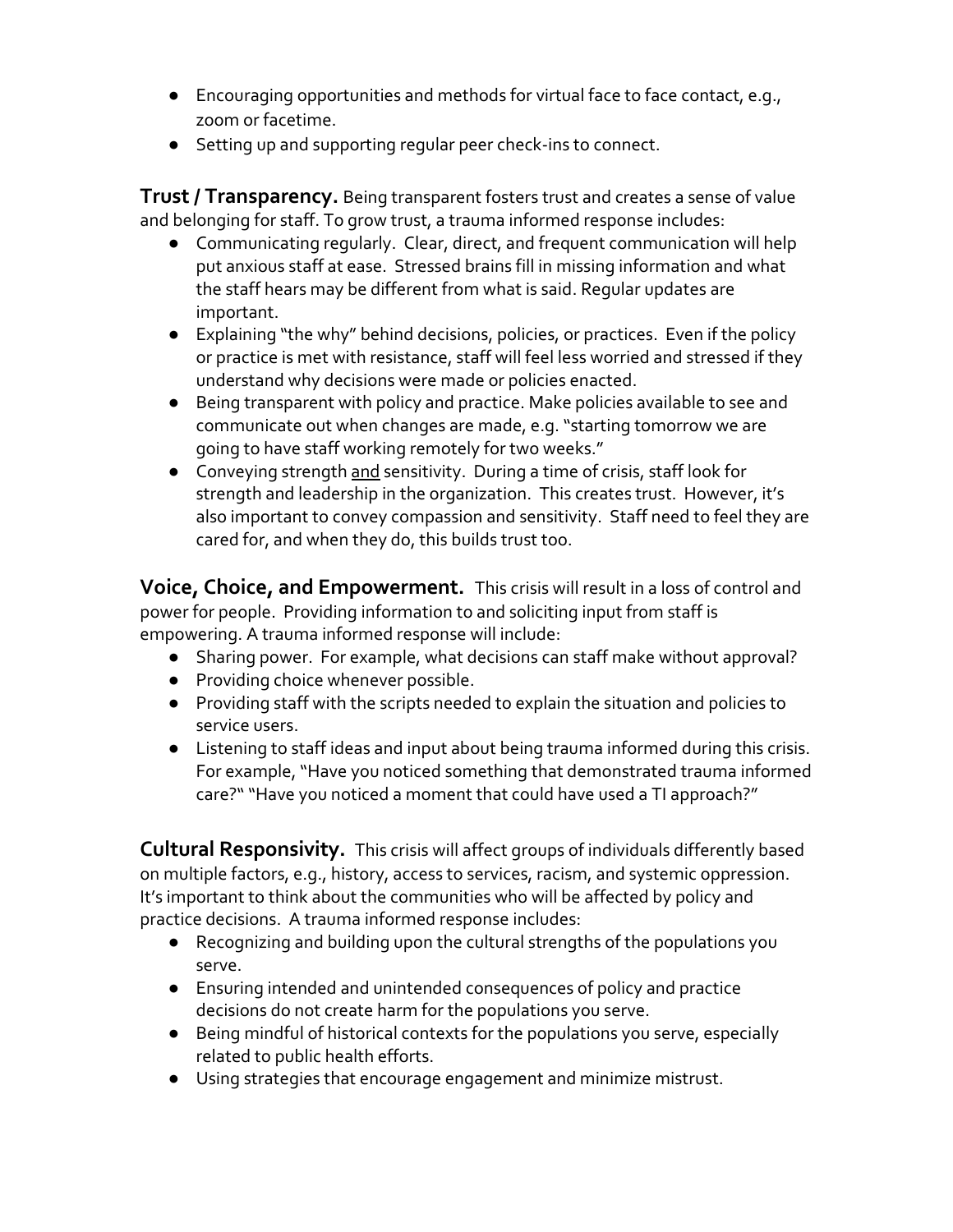- Encouraging opportunities and methods for virtual face to face contact, e.g., zoom or facetime.
- Setting up and supporting regular peer check-ins to connect.

**Trust / Transparency.** Being transparent fosters trust and creates a sense of value and belonging for staff. To grow trust, a trauma informed response includes:

- Communicating regularly. Clear, direct, and frequent communication will help put anxious staff at ease. Stressed brains fill in missing information and what the staff hears may be different from what is said. Regular updates are important.
- Explaining "the why" behind decisions, policies, or practices. Even if the policy or practice is met with resistance, staff will feel less worried and stressed if they understand why decisions were made or policies enacted.
- Being transparent with policy and practice. Make policies available to see and communicate out when changes are made, e.g. "starting tomorrow we are going to have staff working remotely for two weeks."
- Conveying strength <u>and</u> sensitivity. During a time of crisis, staff look for strength and leadership in the organization. This creates trust. However, it's also important to convey compassion and sensitivity. Staff need to feel they are cared for, and when they do, this builds trust too.

**Voice, Choice, and Empowerment.** This crisis will result in a loss of control and power for people. Providing information to and soliciting input from staff is empowering. A trauma informed response will include:

- Sharing power. For example, what decisions can staff make without approval?
- Providing choice whenever possible.
- Providing staff with the scripts needed to explain the situation and policies to service users.
- Listening to staff ideas and input about being trauma informed during this crisis. For example, "Have you noticed something that demonstrated trauma informed care?" "Have you noticed a moment that could have used a TI approach?"

**Cultural Responsivity.** This crisis will affect groups of individuals differently based on multiple factors, e.g., history, access to services, racism, and systemic oppression. It's important to think about the communities who will be affected by policy and practice decisions. A trauma informed response includes:

- Recognizing and building upon the cultural strengths of the populations you serve.
- Ensuring intended and unintended consequences of policy and practice decisions do not create harm for the populations you serve.
- Being mindful of historical contexts for the populations you serve, especially related to public health efforts.
- Using strategies that encourage engagement and minimize mistrust.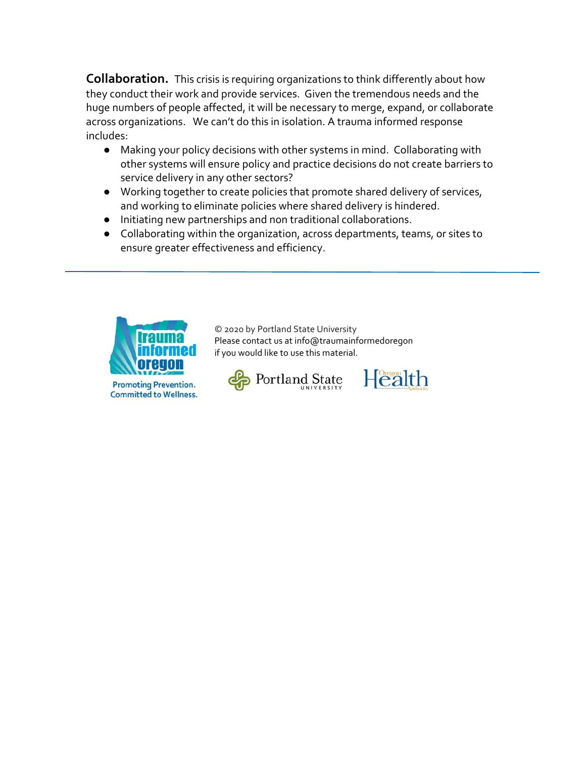**Collaboration.** This crisis is requiring organizations to think differently about how they conduct their work and provide services. Given the tremendous needs and the huge numbers of people affected, it will be necessary to merge, expand, or collaborate across organizations. We can't do this in isolation. A trauma informed response includes:

- Making your policy decisions with other systems in mind. Collaborating with other systems will ensure policy and practice decisions do not create barriers to service delivery in any other sectors?
- Working together to create policies that promote shared delivery of services, and working to eliminate policies where shared delivery is hindered.
- Initiating new partnerships and non traditional collaborations.
- Collaborating within the organization, across departments, teams, or sites to ensure greater effectiveness and efficiency.

---

trauma informed oregon

Promoting Prevention. Committed to Wellness.

© 2020 by Portland State University
Please contact us at info@traumainformedoregon if you would like to use this material.

Portland State UNIVERSITY

Oregon Health Authority